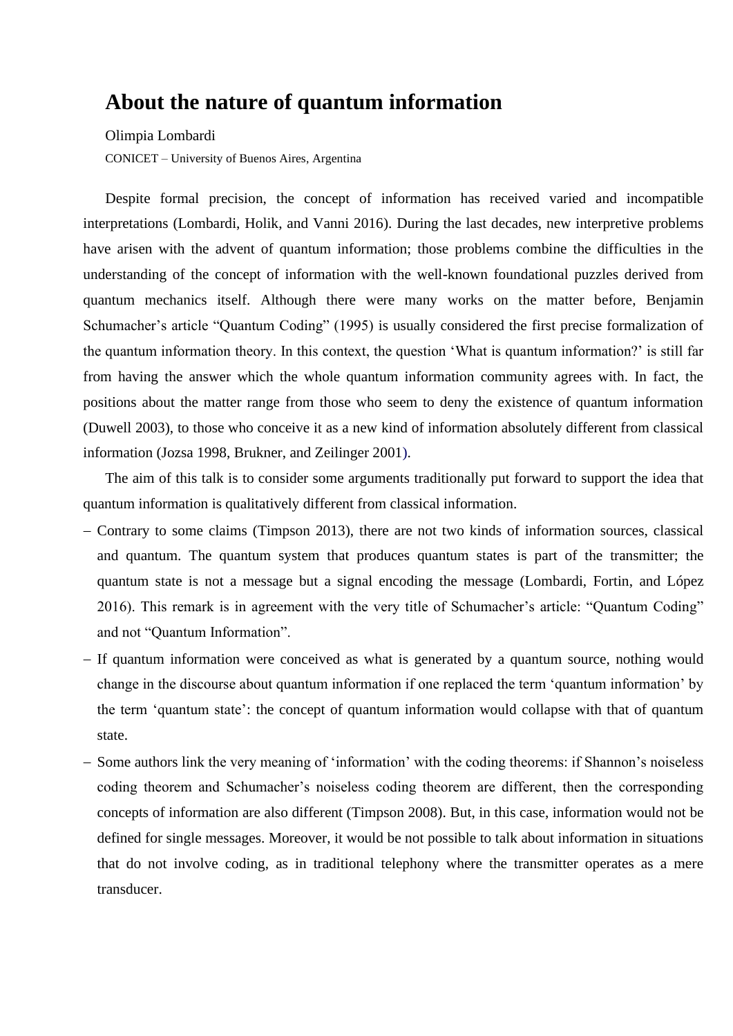# About the nature of quantum information

Olimpia Lombardi

CONICET – University of Buenos Aires, Argentina

Despite formal precision, the concept of information has received varied and incompatible interpretations (Lombardi, Holik, and Vanni 2016). During the last decades, new interpretive problems have arisen with the advent of quantum information; those problems combine the difficulties in the understanding of the concept of information with the well-known foundational puzzles derived from quantum mechanics itself. Although there were many works on the matter before, Benjamin Schumacher's article "Quantum Coding" (1995) is usually considered the first precise formalization of the quantum information theory. In this context, the question 'What is quantum information?' is still far from having the answer which the whole quantum information community agrees with. In fact, the positions about the matter range from those who seem to deny the existence of quantum information (Duwell 2003), to those who conceive it as a new kind of information absolutely different from classical information (Jozsa 1998, Brukner, and Zeilinger 2001).

The aim of this talk is to consider some arguments traditionally put forward to support the idea that quantum information is qualitatively different from classical information.

- Contrary to some claims (Timpson 2013), there are not two kinds of information sources, classical and quantum. The quantum system that produces quantum states is part of the transmitter; the quantum state is not a message but a signal encoding the message (Lombardi, Fortin, and López 2016). This remark is in agreement with the very title of Schumacher's article: "Quantum Coding" and not "Quantum Information".
- If quantum information were conceived as what is generated by a quantum source, nothing would change in the discourse about quantum information if one replaced the term 'quantum information' by the term 'quantum state': the concept of quantum information would collapse with that of quantum state.
- Some authors link the very meaning of 'information' with the coding theorems: if Shannon's noiseless coding theorem and Schumacher's noiseless coding theorem are different, then the corresponding concepts of information are also different (Timpson 2008). But, in this case, information would not be defined for single messages. Moreover, it would be not possible to talk about information in situations that do not involve coding, as in traditional telephony where the transmitter operates as a mere transducer.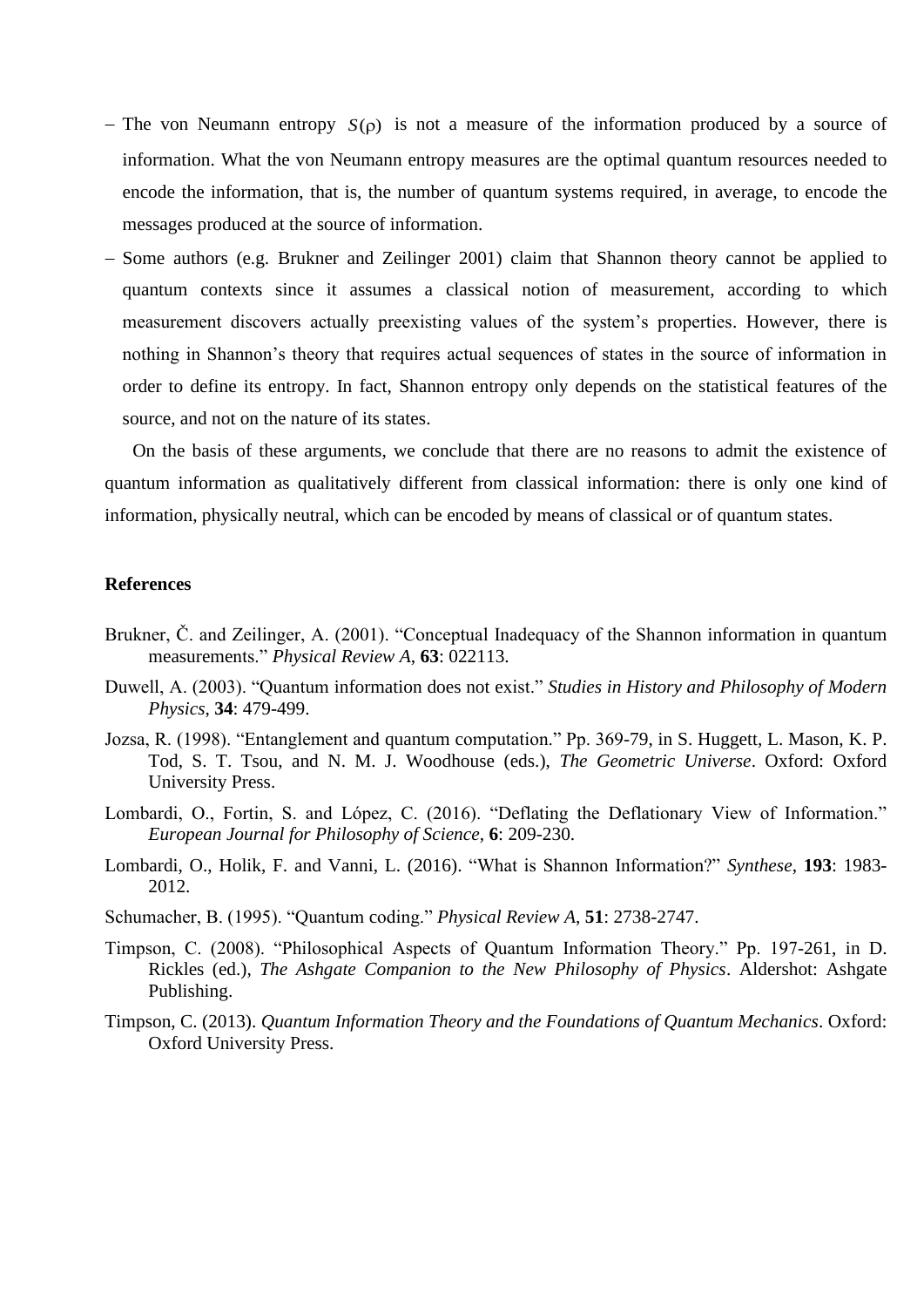- The von Neumann entropy $S(\rho)$ is not a measure of the information produced by a source of information. What the von Neumann entropy measures are the optimal quantum resources needed to encode the information, that is, the number of quantum systems required, in average, to encode the messages produced at the source of information.
- Some authors (e.g. Brukner and Zeilinger 2001) claim that Shannon theory cannot be applied to quantum contexts since it assumes a classical notion of measurement, according to which measurement discovers actually preexisting values of the system's properties. However, there is nothing in Shannon's theory that requires actual sequences of states in the source of information in order to define its entropy. In fact, Shannon entropy only depends on the statistical features of the source, and not on the nature of its states.

On the basis of these arguments, we conclude that there are no reasons to admit the existence of quantum information as qualitatively different from classical information: there is only one kind of information, physically neutral, which can be encoded by means of classical or of quantum states.

## References

Brukner, Č. and Zeilinger, A. (2001). "Conceptual Inadequacy of the Shannon information in quantum measurements." *Physical Review A*, **63**: 022113.

Duwell, A. (2003). "Quantum information does not exist." *Studies in History and Philosophy of Modern Physics*, **34**: 479-499.

Jozsa, R. (1998). "Entanglement and quantum computation." Pp. 369-79, in S. Huggett, L. Mason, K. P. Tod, S. T. Tsou, and N. M. J. Woodhouse (eds.), *The Geometric Universe*. Oxford: Oxford University Press.

Lombardi, O., Fortin, S. and López, C. (2016). "Deflating the Deflationary View of Information." *European Journal for Philosophy of Science*, **6**: 209-230.

Lombardi, O., Holik, F. and Vanni, L. (2016). "What is Shannon Information?" *Synthese*, **193**: 1983-2012.

Schumacher, B. (1995). "Quantum coding." *Physical Review A*, **51**: 2738-2747.

Timpson, C. (2008). "Philosophical Aspects of Quantum Information Theory." Pp. 197-261, in D. Rickles (ed.), *The Ashgate Companion to the New Philosophy of Physics*. Aldershot: Ashgate Publishing.

Timpson, C. (2013). *Quantum Information Theory and the Foundations of Quantum Mechanics*. Oxford: Oxford University Press.